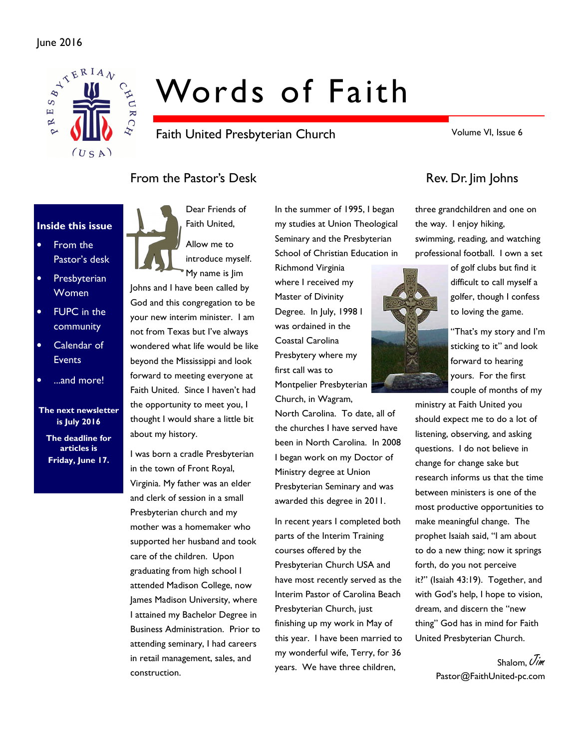June 2016

# Words of Faith

Faith United Presbyterian Church

Volume VI, Issue 6

**Inside this issue**

- From the Pastor's desk
- Presbyterian Women
- FUPC in the community
- Calendar of Events
- ...and more!

**The next newsletter is July 2016**

**The deadline for articles is Friday, June 17.**

## From the Pastor's Desk — Rev. Dr. Jim Johns

Dear Friends of Faith United,

Allow me to introduce myself. My name is Jim Johns and I have been called by God and this congregation to be your new interim minister. I am not from Texas but I've always wondered what life would be like beyond the Mississippi and look forward to meeting everyone at Faith United. Since I haven't had the opportunity to meet you, I thought I would share a little bit about my history.

I was born a cradle Presbyterian in the town of Front Royal, Virginia. My father was an elder and clerk of session in a small Presbyterian church and my mother was a homemaker who supported her husband and took care of the children. Upon graduating from high school I attended Madison College, now James Madison University, where I attained my Bachelor Degree in Business Administration. Prior to attending seminary, I had careers in retail management, sales, and construction.

In the summer of 1995, I began my studies at Union Theological Seminary and the Presbyterian School of Christian Education in Richmond Virginia where I received my Master of Divinity Degree. In July, 1998 I was ordained in the Coastal Carolina Presbytery where my first call was to Montpelier Presbyterian Church, in Wagram, North Carolina. To date, all of the churches I have served have been in North Carolina. In 2008 I began work on my Doctor of Ministry degree at Union Presbyterian Seminary and was awarded this degree in 2011.

In recent years I completed both parts of the Interim Training courses offered by the Presbyterian Church USA and have most recently served as the Interim Pastor of Carolina Beach Presbyterian Church, just finishing up my work in May of this year. I have been married to my wonderful wife, Terry, for 36 years. We have three children, three grandchildren and one on the way. I enjoy hiking, swimming, reading, and watching professional football. I own a set of golf clubs but find it difficult to call myself a golfer, though I confess to loving the game.

"That's my story and I'm sticking to it" and look forward to hearing yours. For the first couple of months of my ministry at Faith United you should expect me to do a lot of listening, observing, and asking questions. I do not believe in change for change sake but research informs us that the time between ministers is one of the most productive opportunities to make meaningful change. The prophet Isaiah said, "I am about to do a new thing; now it springs forth, do you not perceive it?" (Isaiah 43:19). Together, and with God's help, I hope to vision, dream, and discern the "new thing" God has in mind for Faith United Presbyterian Church.

Shalom, *Jim*

Pastor@FaithUnited-pc.com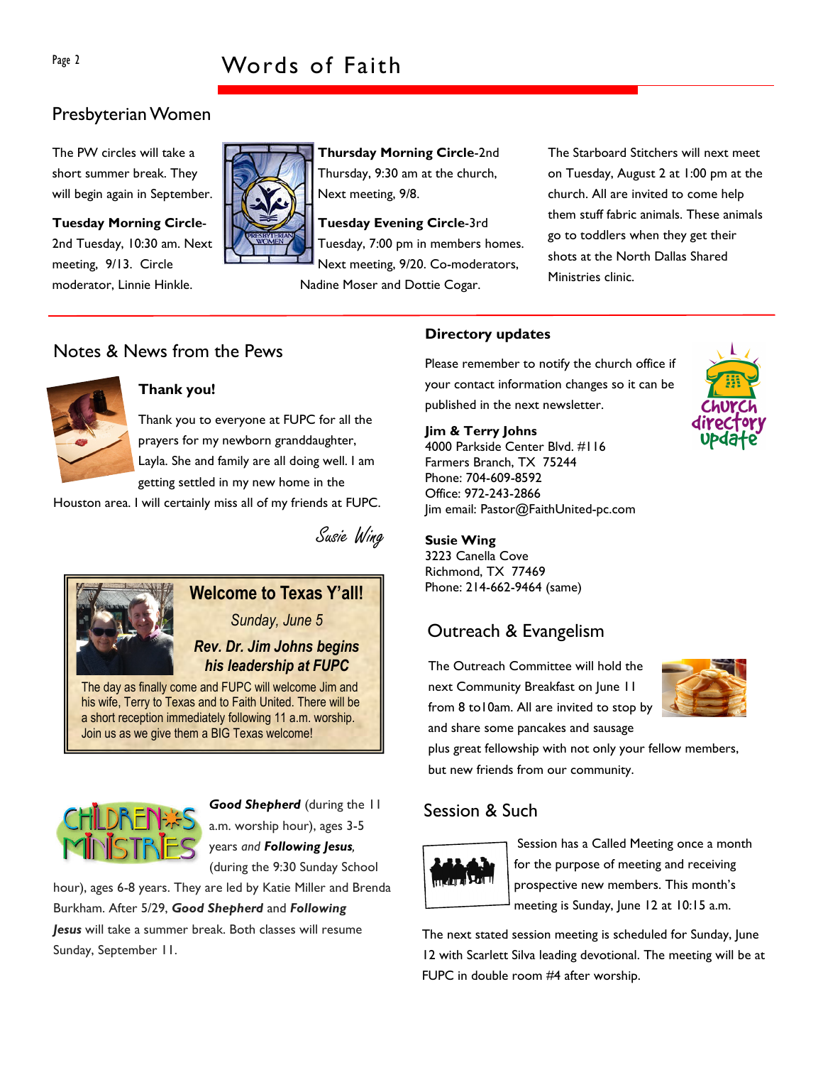## Presbyterian Women

The PW circles will take a short summer break. They will begin again in September.

**Tuesday Morning Circle**-2nd Tuesday, 10:30 am. Next meeting, 9/13. Circle moderator, Linnie Hinkle.

**Thursday Morning Circle**-2nd Thursday, 9:30 am at the church, Next meeting, 9/8.

**Tuesday Evening Circle**-3rd Tuesday, 7:00 pm in members homes. Next meeting, 9/20. Co-moderators, Nadine Moser and Dottie Cogar.

The Starboard Stitchers will next meet on Tuesday, August 2 at 1:00 pm at the church. All are invited to come help them stuff fabric animals. These animals go to toddlers when they get their shots at the North Dallas Shared Ministries clinic.

## Notes & News from the Pews

### Thank you!

Thank you to everyone at FUPC for all the prayers for my newborn granddaughter, Layla. She and family are all doing well. I am getting settled in my new home in the Houston area. I will certainly miss all of my friends at FUPC.

*Susie Wing*

### Welcome to Texas Y'all!

*Sunday, June 5*

***Rev. Dr. Jim Johns begins his leadership at FUPC***

The day as finally come and FUPC will welcome Jim and his wife, Terry to Texas and to Faith United. There will be a short reception immediately following 11 a.m. worship. Join us as we give them a BIG Texas welcome!

### Children's Ministries

***Good Shepherd*** (during the 11 a.m. worship hour), ages 3-5 years *and* ***Following Jesus****,* (during the 9:30 Sunday School hour), ages 6-8 years. They are led by Katie Miller and Brenda Burkham. After 5/29, ***Good Shepherd*** and ***Following Jesus*** will take a summer break. Both classes will resume Sunday, September 11.

### Directory updates

Please remember to notify the church office if your contact information changes so it can be published in the next newsletter.

**Jim & Terry Johns**
4000 Parkside Center Blvd. #116
Farmers Branch, TX 75244
Phone: 704-609-8592
Office: 972-243-2866
Jim email: Pastor@FaithUnited-pc.com

**Susie Wing**
3223 Canella Cove
Richmond, TX 77469
Phone: 214-662-9464 (same)

## Outreach & Evangelism

The Outreach Committee will hold the next Community Breakfast on June 11 from 8 to10am. All are invited to stop by and share some pancakes and sausage plus great fellowship with not only your fellow members, but new friends from our community.

## Session & Such

Session has a Called Meeting once a month for the purpose of meeting and receiving prospective new members. This month's meeting is Sunday, June 12 at 10:15 a.m.

The next stated session meeting is scheduled for Sunday, June 12 with Scarlett Silva leading devotional. The meeting will be at FUPC in double room #4 after worship.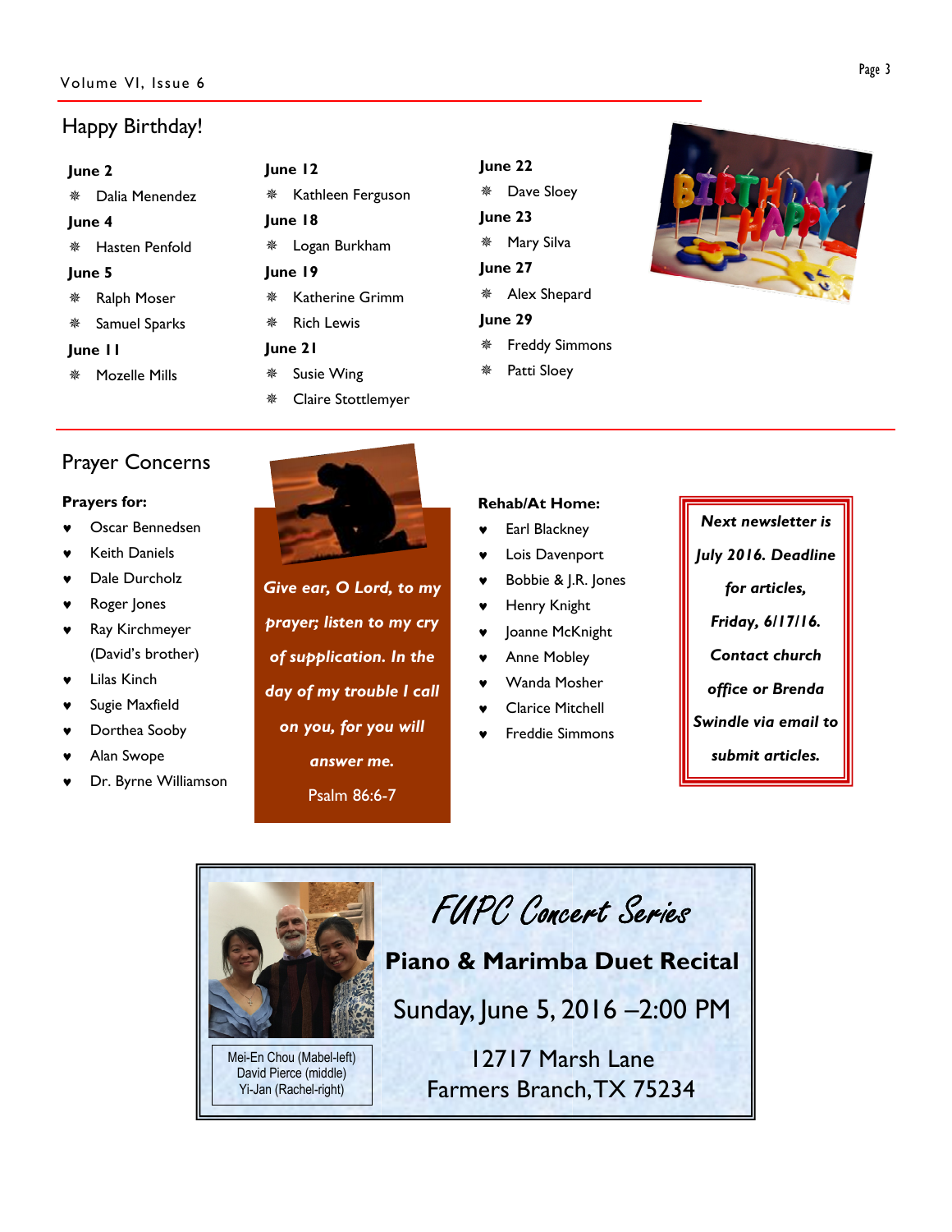## Happy Birthday!

**June 2**

- Dalia Menendez

**June 4**

- Hasten Penfold

**June 5**

- Ralph Moser
- Samuel Sparks

**June 11**

- Mozelle Mills

**June 12**

- Kathleen Ferguson

**June 18**

- Logan Burkham

**June 19**

- Katherine Grimm
- Rich Lewis

**June 21**

- Susie Wing
- Claire Stottlemyer

**June 22**

- Dave Sloey

**June 23**

- Mary Silva

**June 27**

- Alex Shepard

**June 29**

- Freddy Simmons
- Patti Sloey

## Prayer Concerns

**Prayers for:**

- Oscar Bennedsen
- Keith Daniels
- Dale Durcholz
- Roger Jones
- Ray Kirchmeyer (David's brother)
- Lilas Kinch
- Sugie Maxfield
- Dorthea Sooby
- Alan Swope
- Dr. Byrne Williamson

***Give ear, O Lord, to my prayer; listen to my cry of supplication. In the day of my trouble I call on you, for you will answer me.***

Psalm 86:6-7

**Rehab/At Home:**

- Earl Blackney
- Lois Davenport
- Bobbie & J.R. Jones
- Henry Knight
- Joanne McKnight
- Anne Mobley
- Wanda Mosher
- Clarice Mitchell
- Freddie Simmons

***Next newsletter is July 2016. Deadline for articles, Friday, 6/17/16. Contact church office or Brenda Swindle via email to submit articles.***

## FUPC Concert Series

**Piano & Marimba Duet Recital**

Sunday, June 5, 2016 –2:00 PM

12717 Marsh Lane
Farmers Branch, TX 75234

Mei-En Chou (Mabel-left)
David Pierce (middle)
Yi-Jan (Rachel-right)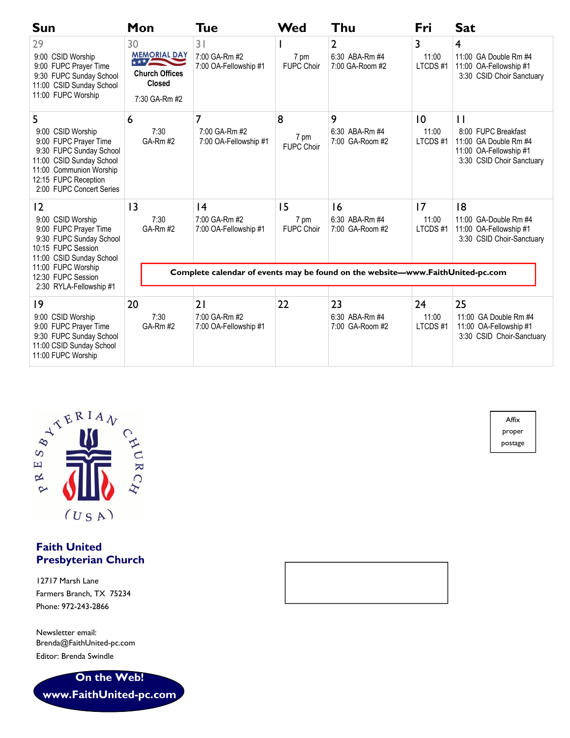| Sun | Mon | Tue | Wed | Thu | Fri | Sat |
|---|---|---|---|---|---|---|
| 29<br>9:00 CSID Worship<br>9:00 FUPC Prayer Time<br>9:30 FUPC Sunday School<br>11:00 CSID Sunday School<br>11:00 FUPC Worship | 30<br>MEMORIAL DAY<br>Church Offices Closed<br>7:30 GA-Rm #2 | 31<br>7:00 GA-Rm #2<br>7:00 OA-Fellowship #1 | 1<br>7 pm<br>FUPC Choir | 2<br>6:30 ABA-Rm #4<br>7:00 GA-Room #2 | 3<br>11:00<br>LTCDS #1 | 4<br>11:00 GA Double Rm #4<br>11:00 OA-Fellowship #1<br>3:30 CSID Choir Sanctuary |
| 5<br>9:00 CSID Worship<br>9:00 FUPC Prayer Time<br>9:30 FUPC Sunday School<br>11:00 CSID Sunday School<br>11:00 Communion Worship<br>12:15 FUPC Reception<br>2:00 FUPC Concert Series | 6<br>7:30<br>GA-Rm #2 | 7<br>7:00 GA-Rm #2<br>7:00 OA-Fellowship #1 | 8<br>7 pm<br>FUPC Choir | 9<br>6:30 ABA-Rm #4<br>7:00 GA-Room #2 | 10<br>11:00<br>LTCDS #1 | 11<br>8:00 FUPC Breakfast<br>11:00 GA Double Rm #4<br>11:00 OA-Fellowship #1<br>3:30 CSID Choir Sanctuary |
| 12<br>9:00 CSID Worship<br>9:00 FUPC Prayer Time<br>9:30 FUPC Sunday School<br>10:15 FUPC Session<br>11:00 CSID Sunday School<br>11:00 FUPC Worship<br>12:30 FUPC Session<br>2:30 RYLA-Fellowship #1 | 13<br>7:30<br>GA-Rm #2 | 14<br>7:00 GA-Rm #2<br>7:00 OA-Fellowship #1 | 15<br>7 pm<br>FUPC Choir | 16<br>6:30 ABA-Rm #4<br>7:00 GA-Room #2 | 17<br>11:00<br>LTCDS #1 | 18<br>11:00 GA-Double Rm #4<br>11:00 OA-Fellowship #1<br>3:30 CSID Choir-Sanctuary |
| 19<br>9:00 CSID Worship<br>9:00 FUPC Prayer Time<br>9:30 FUPC Sunday School<br>11:00 CSID Sunday School<br>11:00 FUPC Worship | 20<br>7:30<br>GA-Rm #2 | 21<br>7:00 GA-Rm #2<br>7:00 OA-Fellowship #1 | 22 | 23<br>6:30 ABA-Rm #4<br>7:00 GA-Room #2 | 24<br>11:00<br>LTCDS #1 | 25<br>11:00 GA Double Rm #4<br>11:00 OA-Fellowship #1<br>3:30 CSID Choir-Sanctuary |

**Complete calendar of events may be found on the website—www.FaithUnited-pc.com**

PRESBYTERIAN CHURCH (USA)

Affix proper postage

**Faith United Presbyterian Church**

12717 Marsh Lane
Farmers Branch, TX 75234
Phone: 972-243-2866

Newsletter email:
Brenda@FaithUnited-pc.com
Editor: Brenda Swindle

**On the Web!**
**www.FaithUnited-pc.com**